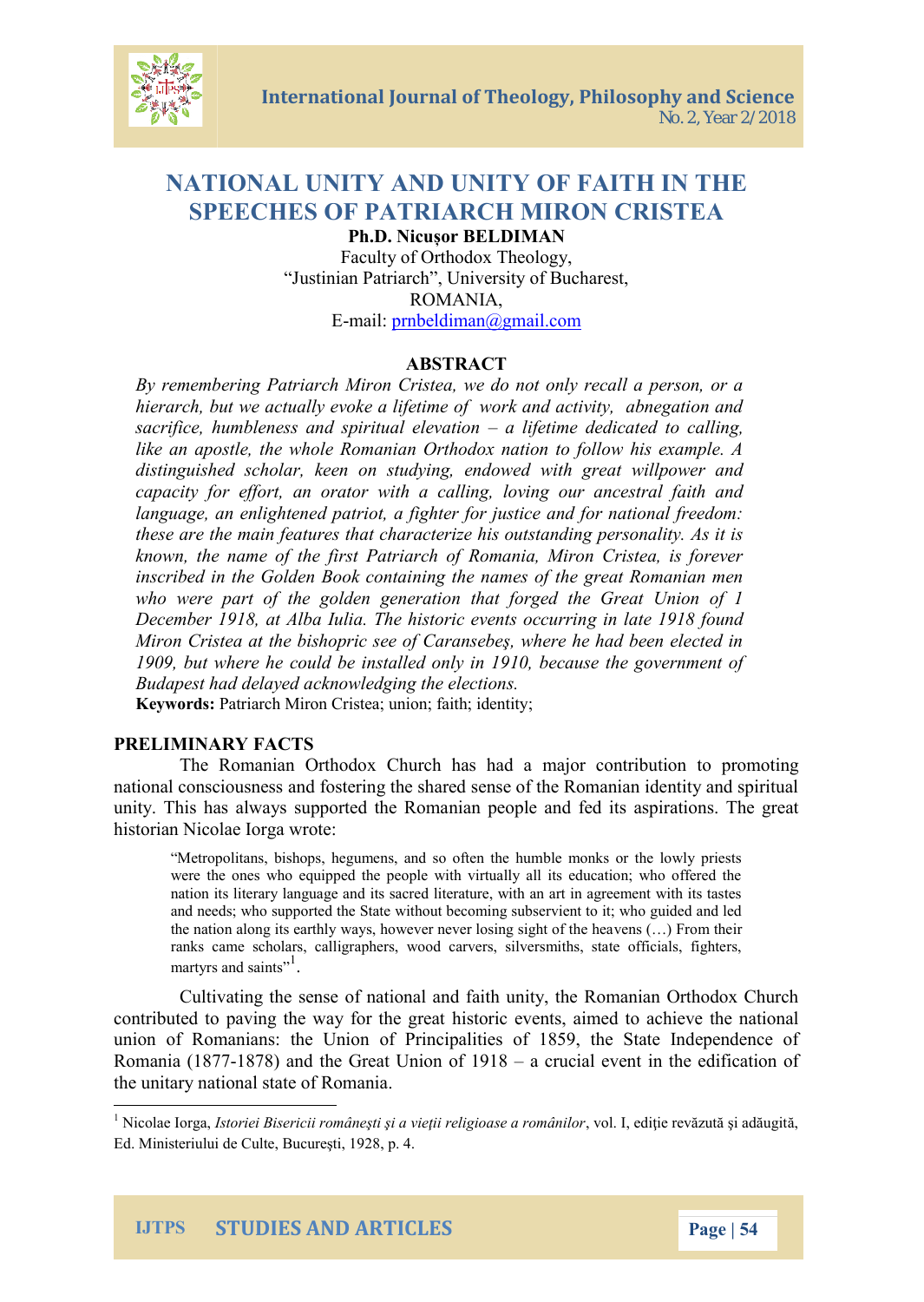# NATIONAL UNITY AND UNITY OF FAITH IN THE SPEECHES OF PATRIARCH MIRON CRISTEA

**Ph.D. Nicuşor BELDIMAN**

Faculty of Orthodox Theology,
"Justinian Patriarch", University of Bucharest,
ROMANIA,
E-mail: prnbeldiman@gmail.com

## ABSTRACT

*By remembering Patriarch Miron Cristea, we do not only recall a person, or a hierarch, but we actually evoke a lifetime of work and activity, abnegation and sacrifice, humbleness and spiritual elevation – a lifetime dedicated to calling, like an apostle, the whole Romanian Orthodox nation to follow his example. A distinguished scholar, keen on studying, endowed with great willpower and capacity for effort, an orator with a calling, loving our ancestral faith and language, an enlightened patriot, a fighter for justice and for national freedom: these are the main features that characterize his outstanding personality. As it is known, the name of the first Patriarch of Romania, Miron Cristea, is forever inscribed in the Golden Book containing the names of the great Romanian men who were part of the golden generation that forged the Great Union of 1 December 1918, at Alba Iulia. The historic events occurring in late 1918 found Miron Cristea at the bishopric see of Caransebeş, where he had been elected in 1909, but where he could be installed only in 1910, because the government of Budapest had delayed acknowledging the elections.*

**Keywords:** Patriarch Miron Cristea; union; faith; identity;

## PRELIMINARY FACTS

The Romanian Orthodox Church has had a major contribution to promoting national consciousness and fostering the shared sense of the Romanian identity and spiritual unity. This has always supported the Romanian people and fed its aspirations. The great historian Nicolae Iorga wrote:

> "Metropolitans, bishops, hegumens, and so often the humble monks or the lowly priests were the ones who equipped the people with virtually all its education; who offered the nation its literary language and its sacred literature, with an art in agreement with its tastes and needs; who supported the State without becoming subservient to it; who guided and led the nation along its earthly ways, however never losing sight of the heavens (…) From their ranks came scholars, calligraphers, wood carvers, silversmiths, state officials, fighters, martyrs and saints"[1].

Cultivating the sense of national and faith unity, the Romanian Orthodox Church contributed to paving the way for the great historic events, aimed to achieve the national union of Romanians: the Union of Principalities of 1859, the State Independence of Romania (1877-1878) and the Great Union of 1918 – a crucial event in the edification of the unitary national state of Romania.

---

[1] Nicolae Iorga, *Istoriei Bisericii româneşti şi a vieţii religioase a românilor*, vol. I, ediţie revăzută şi adăugită, Ed. Ministeriului de Culte, Bucureşti, 1928, p. 4.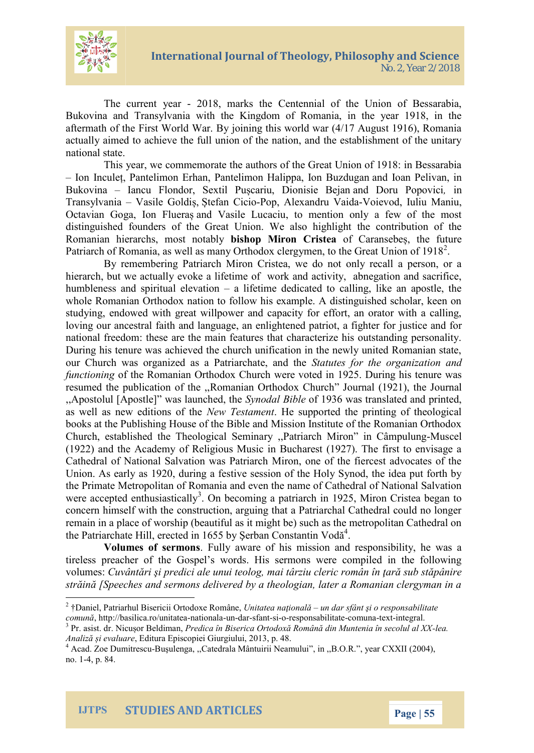The current year - 2018, marks the Centennial of the Union of Bessarabia, Bukovina and Transylvania with the Kingdom of Romania, in the year 1918, in the aftermath of the First World War. By joining this world war (4/17 August 1916), Romania actually aimed to achieve the full union of the nation, and the establishment of the unitary national state.

This year, we commemorate the authors of the Great Union of 1918: in Bessarabia – Ion Inculeț, Pantelimon Erhan, Pantelimon Halippa, Ion Buzdugan and Ioan Pelivan, in Bukovina – Iancu Flondor, Sextil Pușcariu, Dionisie Bejan and Doru Popovici, in Transylvania – Vasile Goldiș, Ștefan Cicio-Pop, Alexandru Vaida-Voievod, Iuliu Maniu, Octavian Goga, Ion Flueraș and Vasile Lucaciu, to mention only a few of the most distinguished founders of the Great Union. We also highlight the contribution of the Romanian hierarchs, most notably **bishop Miron Cristea** of Caransebeș, the future Patriarch of Romania, as well as many Orthodox clergymen, to the Great Union of 1918[2].

By remembering Patriarch Miron Cristea, we do not only recall a person, or a hierarch, but we actually evoke a lifetime of work and activity, abnegation and sacrifice, humbleness and spiritual elevation – a lifetime dedicated to calling, like an apostle, the whole Romanian Orthodox nation to follow his example. A distinguished scholar, keen on studying, endowed with great willpower and capacity for effort, an orator with a calling, loving our ancestral faith and language, an enlightened patriot, a fighter for justice and for national freedom: these are the main features that characterize his outstanding personality. During his tenure was achieved the church unification in the newly united Romanian state, our Church was organized as a Patriarchate, and the *Statutes for the organization and functioning* of the Romanian Orthodox Church were voted in 1925. During his tenure was resumed the publication of the „Romanian Orthodox Church" Journal (1921), the Journal „Apostolul [Apostle]" was launched, the *Synodal Bible* of 1936 was translated and printed, as well as new editions of the *New Testament*. He supported the printing of theological books at the Publishing House of the Bible and Mission Institute of the Romanian Orthodox Church, established the Theological Seminary „Patriarch Miron" in Câmpulung-Muscel (1922) and the Academy of Religious Music in Bucharest (1927). The first to envisage a Cathedral of National Salvation was Patriarch Miron, one of the fiercest advocates of the Union. As early as 1920, during a festive session of the Holy Synod, the idea put forth by the Primate Metropolitan of Romania and even the name of Cathedral of National Salvation were accepted enthusiastically[3]. On becoming a patriarch in 1925, Miron Cristea began to concern himself with the construction, arguing that a Patriarchal Cathedral could no longer remain in a place of worship (beautiful as it might be) such as the metropolitan Cathedral on the Patriarchate Hill, erected in 1655 by Şerban Constantin Vodă[4].

**Volumes of sermons**. Fully aware of his mission and responsibility, he was a tireless preacher of the Gospel's words. His sermons were compiled in the following volumes: *Cuvântări şi predici ale unui teolog, mai târziu cleric român în ţară sub stăpânire străină [Speeches and sermons delivered by a theologian, later a Romanian clergyman in a*

---

[2] †Daniel, Patriarhul Bisericii Ortodoxe Române, *Unitatea naţională – un dar sfânt şi o responsabilitate comună*, http://basilica.ro/unitatea-nationala-un-dar-sfant-si-o-responsabilitate-comuna-text-integral.

[3] Pr. asist. dr. Nicuşor Beldiman, *Predica în Biserica Ortodoxă Română din Muntenia în secolul al XX-lea. Analiză şi evaluare*, Editura Episcopiei Giurgiului, 2013, p. 48.

[4] Acad. Zoe Dumitrescu-Buşulenga, „Catedrala Mântuirii Neamului", in „B.O.R.", year CXXII (2004), no. 1-4, p. 84.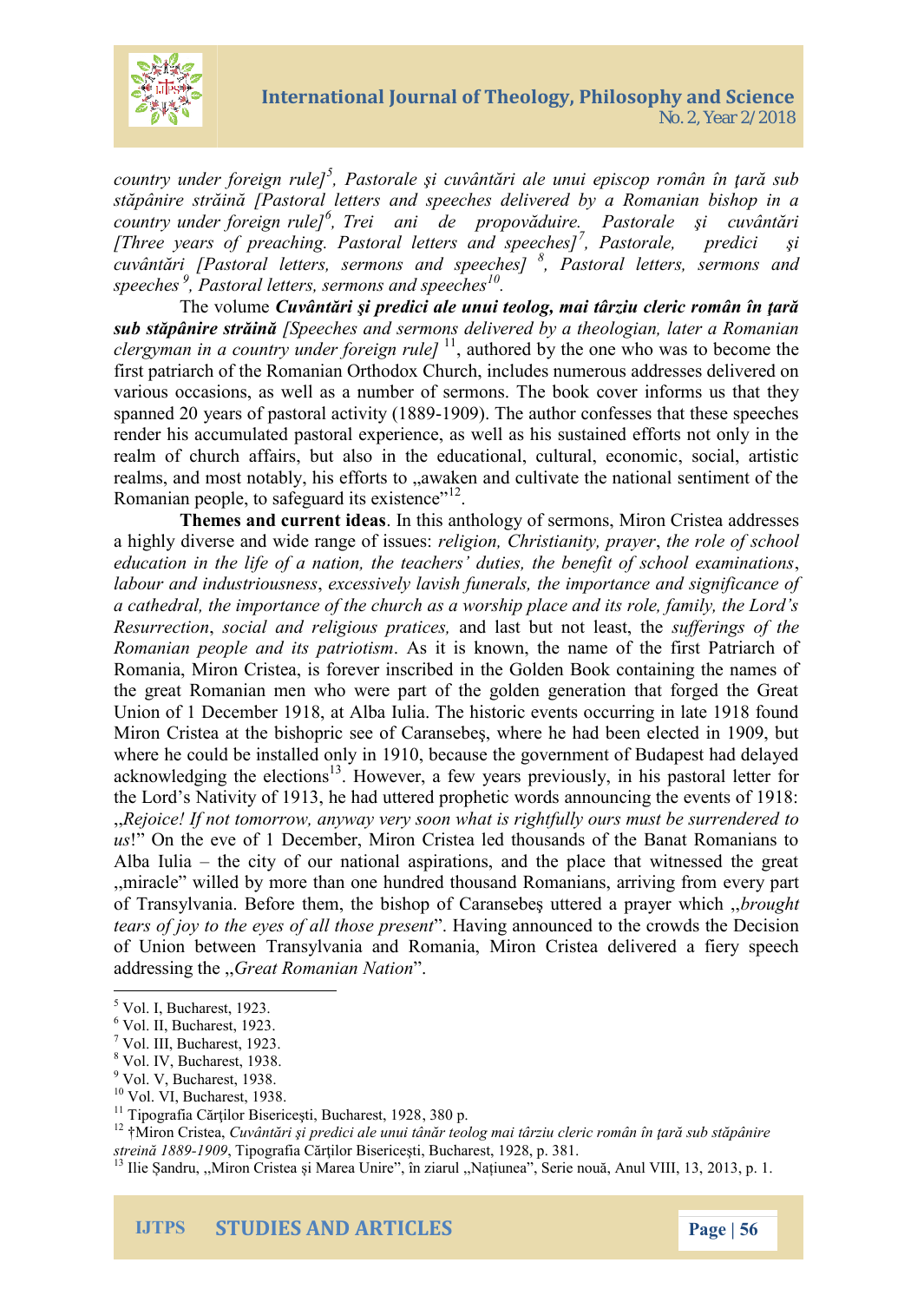*country under foreign rule]*[5], *Pastorale şi cuvântări ale unui episcop român în ţară sub stăpânire străină [Pastoral letters and speeches delivered by a Romanian bishop in a country under foreign rule]*[6], *Trei ani de propovăduire. Pastorale şi cuvântări [Three years of preaching. Pastoral letters and speeches]*[7], *Pastorale, predici şi cuvântări [Pastoral letters, sermons and speeches]* [8], *Pastoral letters, sermons and speeches* [9], *Pastoral letters, sermons and speeches*[10].

The volume ***Cuvântări şi predici ale unui teolog, mai târziu cleric român în ţară sub stăpânire străină*** *[Speeches and sermons delivered by a theologian, later a Romanian clergyman in a country under foreign rule]* [11], authored by the one who was to become the first patriarch of the Romanian Orthodox Church, includes numerous addresses delivered on various occasions, as well as a number of sermons. The book cover informs us that they spanned 20 years of pastoral activity (1889-1909). The author confesses that these speeches render his accumulated pastoral experience, as well as his sustained efforts not only in the realm of church affairs, but also in the educational, cultural, economic, social, artistic realms, and most notably, his efforts to „awaken and cultivate the national sentiment of the Romanian people, to safeguard its existence"[12].

**Themes and current ideas**. In this anthology of sermons, Miron Cristea addresses a highly diverse and wide range of issues: *religion, Christianity, prayer*, *the role of school education in the life of a nation, the teachers' duties, the benefit of school examinations*, *labour and industriousness*, *excessively lavish funerals, the importance and significance of a cathedral, the importance of the church as a worship place and its role, family, the Lord's Resurrection*, *social and religious pratices,* and last but not least, the *sufferings of the Romanian people and its patriotism*. As it is known, the name of the first Patriarch of Romania, Miron Cristea, is forever inscribed in the Golden Book containing the names of the great Romanian men who were part of the golden generation that forged the Great Union of 1 December 1918, at Alba Iulia. The historic events occurring in late 1918 found Miron Cristea at the bishopric see of Caransebeş, where he had been elected in 1909, but where he could be installed only in 1910, because the government of Budapest had delayed acknowledging the elections[13]. However, a few years previously, in his pastoral letter for the Lord's Nativity of 1913, he had uttered prophetic words announcing the events of 1918: „*Rejoice! If not tomorrow, anyway very soon what is rightfully ours must be surrendered to us*!" On the eve of 1 December, Miron Cristea led thousands of the Banat Romanians to Alba Iulia – the city of our national aspirations, and the place that witnessed the great „miracle" willed by more than one hundred thousand Romanians, arriving from every part of Transylvania. Before them, the bishop of Caransebeş uttered a prayer which „*brought tears of joy to the eyes of all those present*". Having announced to the crowds the Decision of Union between Transylvania and Romania, Miron Cristea delivered a fiery speech addressing the „*Great Romanian Nation*".

---

[5] Vol. I, Bucharest, 1923.

[6] Vol. II, Bucharest, 1923.

[7] Vol. III, Bucharest, 1923.

[8] Vol. IV, Bucharest, 1938.

[9] Vol. V, Bucharest, 1938.

[10] Vol. VI, Bucharest, 1938.

[11] Tipografia Cărţilor Bisericeşti, Bucharest, 1928, 380 p.

[12] †Miron Cristea, *Cuvântări şi predici ale unui tânăr teolog mai târziu cleric român în ţară sub stăpânire streină 1889-1909*, Tipografia Cărţilor Bisericeşti, Bucharest, 1928, p. 381.

[13] Ilie Şandru, „Miron Cristea şi Marea Unire", în ziarul „Naţiunea", Serie nouă, Anul VIII, 13, 2013, p. 1.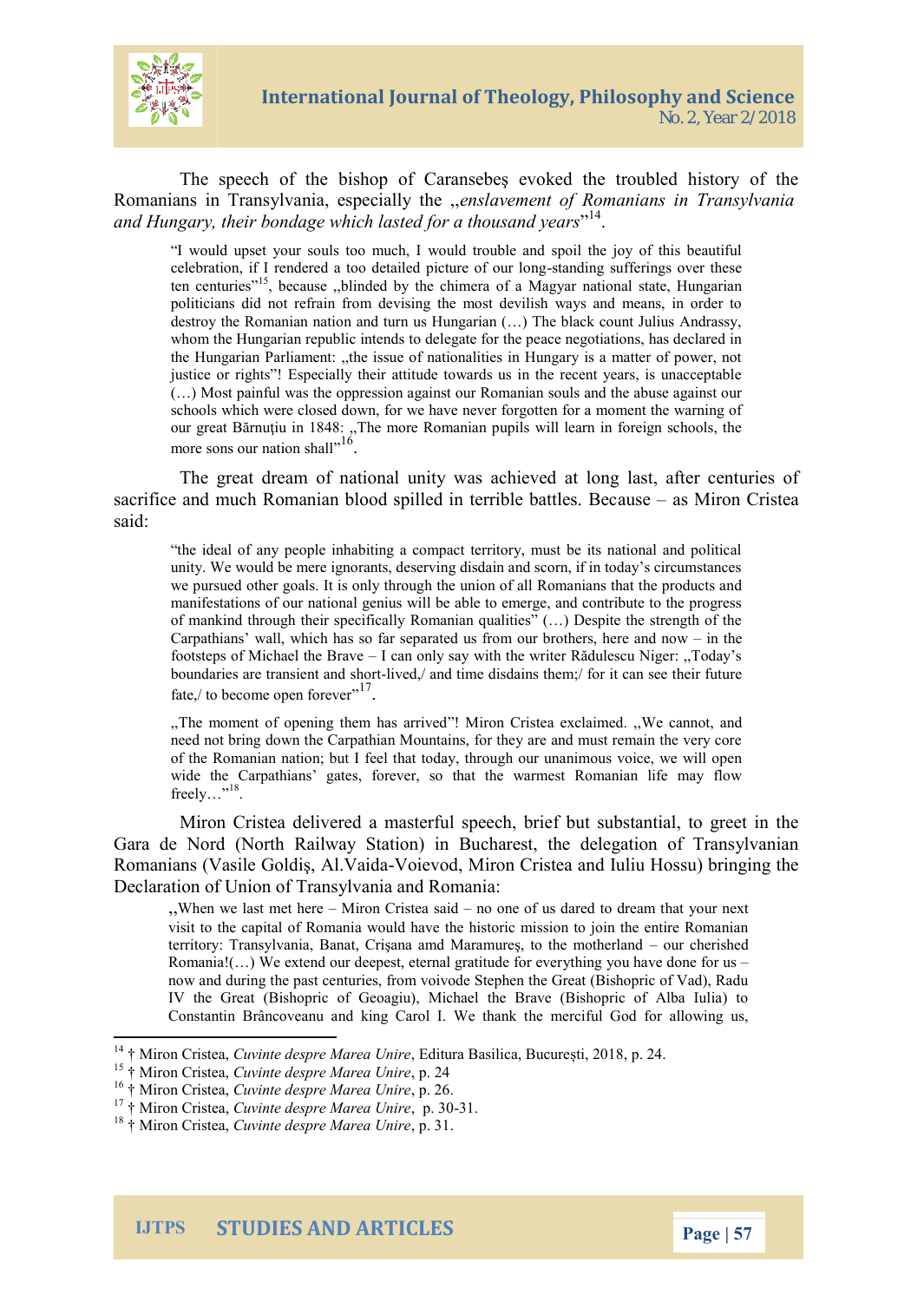The speech of the bishop of Caransebeş evoked the troubled history of the Romanians in Transylvania, especially the „*enslavement of Romanians in Transylvania and Hungary, their bondage which lasted for a thousand years*"[14].

> "I would upset your souls too much, I would trouble and spoil the joy of this beautiful celebration, if I rendered a too detailed picture of our long-standing sufferings over these ten centuries"[15], because „blinded by the chimera of a Magyar national state, Hungarian politicians did not refrain from devising the most devilish ways and means, in order to destroy the Romanian nation and turn us Hungarian (…) The black count Julius Andrassy, whom the Hungarian republic intends to delegate for the peace negotiations, has declared in the Hungarian Parliament: „the issue of nationalities in Hungary is a matter of power, not justice or rights"! Especially their attitude towards us in the recent years, is unacceptable (…) Most painful was the oppression against our Romanian souls and the abuse against our schools which were closed down, for we have never forgotten for a moment the warning of our great Bărnuţiu in 1848: „The more Romanian pupils will learn in foreign schools, the more sons our nation shall"[16].

The great dream of national unity was achieved at long last, after centuries of sacrifice and much Romanian blood spilled in terrible battles. Because – as Miron Cristea said:

> "the ideal of any people inhabiting a compact territory, must be its national and political unity. We would be mere ignorants, deserving disdain and scorn, if in today's circumstances we pursued other goals. It is only through the union of all Romanians that the products and manifestations of our national genius will be able to emerge, and contribute to the progress of mankind through their specifically Romanian qualities" (…) Despite the strength of the Carpathians' wall, which has so far separated us from our brothers, here and now – in the footsteps of Michael the Brave – I can only say with the writer Rădulescu Niger: „Today's boundaries are transient and short-lived,/ and time disdains them;/ for it can see their future fate,/ to become open forever"[17].
>
> „The moment of opening them has arrived"! Miron Cristea exclaimed. „We cannot, and need not bring down the Carpathian Mountains, for they are and must remain the very core of the Romanian nation; but I feel that today, through our unanimous voice, we will open wide the Carpathians' gates, forever, so that the warmest Romanian life may flow freely…"[18].

Miron Cristea delivered a masterful speech, brief but substantial, to greet in the Gara de Nord (North Railway Station) in Bucharest, the delegation of Transylvanian Romanians (Vasile Goldiş, Al.Vaida-Voievod, Miron Cristea and Iuliu Hossu) bringing the Declaration of Union of Transylvania and Romania:

> „When we last met here – Miron Cristea said – no one of us dared to dream that your next visit to the capital of Romania would have the historic mission to join the entire Romanian territory: Transylvania, Banat, Crişana amd Maramureş, to the motherland – our cherished Romania!(…) We extend our deepest, eternal gratitude for everything you have done for us – now and during the past centuries, from voivode Stephen the Great (Bishopric of Vad), Radu IV the Great (Bishopric of Geoagiu), Michael the Brave (Bishopric of Alba Iulia) to Constantin Brâncoveanu and king Carol I. We thank the merciful God for allowing us,

---

[14] † Miron Cristea, *Cuvinte despre Marea Unire*, Editura Basilica, Bucureşti, 2018, p. 24.

[15] † Miron Cristea, *Cuvinte despre Marea Unire*, p. 24

[16] † Miron Cristea, *Cuvinte despre Marea Unire*, p. 26.

[17] † Miron Cristea, *Cuvinte despre Marea Unire*, p. 30-31.

[18] † Miron Cristea, *Cuvinte despre Marea Unire*, p. 31.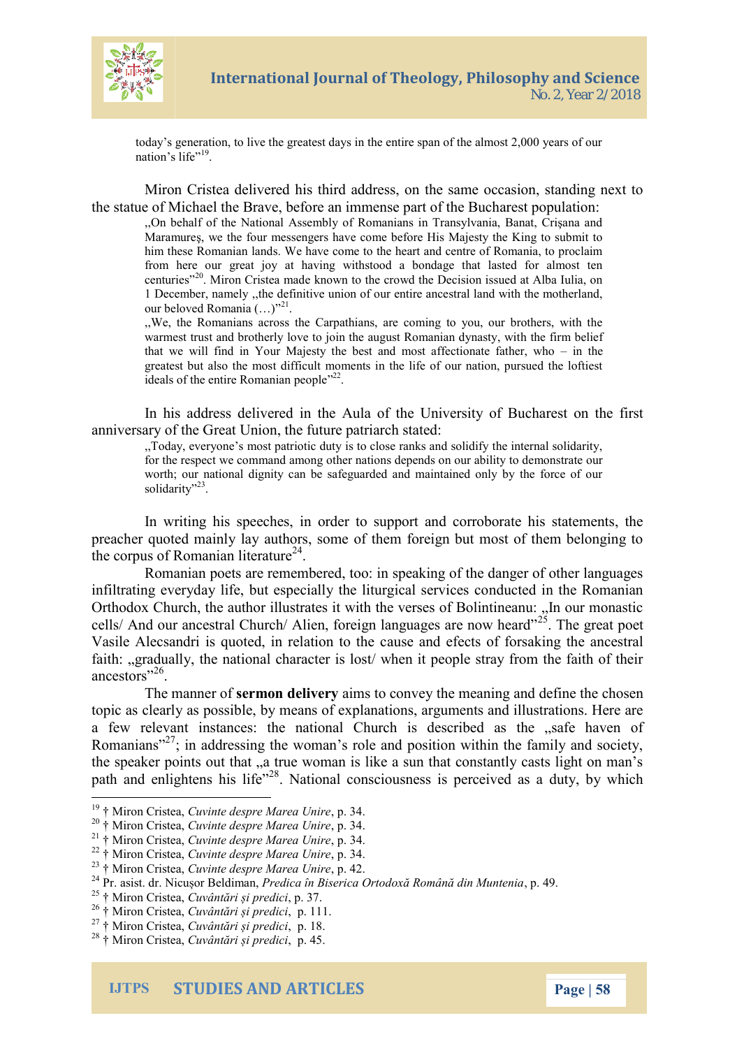> today's generation, to live the greatest days in the entire span of the almost 2,000 years of our nation's life"[19].

Miron Cristea delivered his third address, on the same occasion, standing next to the statue of Michael the Brave, before an immense part of the Bucharest population:

> „On behalf of the National Assembly of Romanians in Transylvania, Banat, Crişana and Maramureş, we the four messengers have come before His Majesty the King to submit to him these Romanian lands. We have come to the heart and centre of Romania, to proclaim from here our great joy at having withstood a bondage that lasted for almost ten centuries"[20]. Miron Cristea made known to the crowd the Decision issued at Alba Iulia, on 1 December, namely „the definitive union of our entire ancestral land with the motherland, our beloved Romania (…)"[21].
>
> „We, the Romanians across the Carpathians, are coming to you, our brothers, with the warmest trust and brotherly love to join the august Romanian dynasty, with the firm belief that we will find in Your Majesty the best and most affectionate father, who – in the greatest but also the most difficult moments in the life of our nation, pursued the loftiest ideals of the entire Romanian people"[22].

In his address delivered in the Aula of the University of Bucharest on the first anniversary of the Great Union, the future patriarch stated:

> „Today, everyone's most patriotic duty is to close ranks and solidify the internal solidarity, for the respect we command among other nations depends on our ability to demonstrate our worth; our national dignity can be safeguarded and maintained only by the force of our solidarity"[23].

In writing his speeches, in order to support and corroborate his statements, the preacher quoted mainly lay authors, some of them foreign but most of them belonging to the corpus of Romanian literature[24].

Romanian poets are remembered, too: in speaking of the danger of other languages infiltrating everyday life, but especially the liturgical services conducted in the Romanian Orthodox Church, the author illustrates it with the verses of Bolintineanu: „In our monastic cells/ And our ancestral Church/ Alien, foreign languages are now heard"[25]. The great poet Vasile Alecsandri is quoted, in relation to the cause and efects of forsaking the ancestral faith: „gradually, the national character is lost/ when it people stray from the faith of their ancestors"[26].

The manner of **sermon delivery** aims to convey the meaning and define the chosen topic as clearly as possible, by means of explanations, arguments and illustrations. Here are a few relevant instances: the national Church is described as the „safe haven of Romanians"[27]; in addressing the woman's role and position within the family and society, the speaker points out that „a true woman is like a sun that constantly casts light on man's path and enlightens his life"[28]. National consciousness is perceived as a duty, by which

---

[19] † Miron Cristea, *Cuvinte despre Marea Unire*, p. 34.
[20] † Miron Cristea, *Cuvinte despre Marea Unire*, p. 34.
[21] † Miron Cristea, *Cuvinte despre Marea Unire*, p. 34.
[22] † Miron Cristea, *Cuvinte despre Marea Unire*, p. 34.
[23] † Miron Cristea, *Cuvinte despre Marea Unire*, p. 42.
[24] Pr. asist. dr. Nicuşor Beldiman, *Predica în Biserica Ortodoxă Română din Muntenia*, p. 49.
[25] † Miron Cristea, *Cuvântări și predici*, p. 37.
[26] † Miron Cristea, *Cuvântări și predici*, p. 111.
[27] † Miron Cristea, *Cuvântări și predici*, p. 18.
[28] † Miron Cristea, *Cuvântări și predici*, p. 45.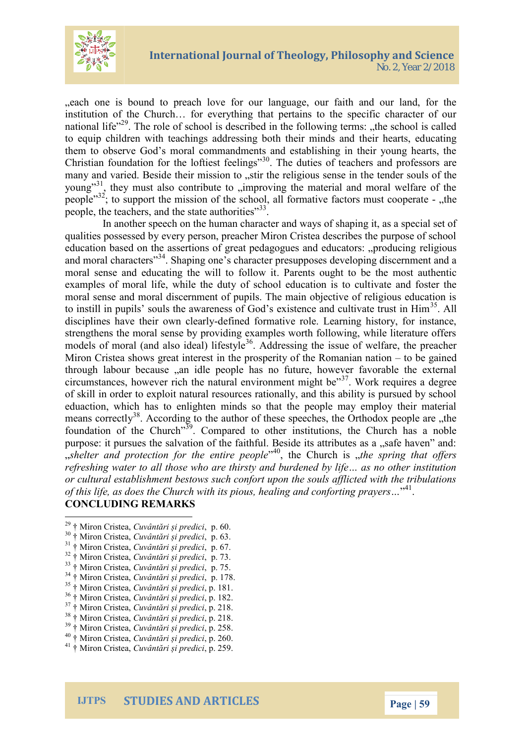„each one is bound to preach love for our language, our faith and our land, for the institution of the Church… for everything that pertains to the specific character of our national life"[29]. The role of school is described in the following terms: „the school is called to equip children with teachings addressing both their minds and their hearts, educating them to observe God's moral commandments and establishing in their young hearts, the Christian foundation for the loftiest feelings"[30]. The duties of teachers and professors are many and varied. Beside their mission to „stir the religious sense in the tender souls of the young"[31], they must also contribute to „improving the material and moral welfare of the people"[32]; to support the mission of the school, all formative factors must cooperate - „the people, the teachers, and the state authorities"[33].

In another speech on the human character and ways of shaping it, as a special set of qualities possessed by every person, preacher Miron Cristea describes the purpose of school education based on the assertions of great pedagogues and educators: „producing religious and moral characters"[34]. Shaping one's character presupposes developing discernment and a moral sense and educating the will to follow it. Parents ought to be the most authentic examples of moral life, while the duty of school education is to cultivate and foster the moral sense and moral discernment of pupils. The main objective of religious education is to instill in pupils' souls the awareness of God's existence and cultivate trust in Him[35]. All disciplines have their own clearly-defined formative role. Learning history, for instance, strengthens the moral sense by providing examples worth following, while literature offers models of moral (and also ideal) lifestyle[36]. Addressing the issue of welfare, the preacher Miron Cristea shows great interest in the prosperity of the Romanian nation – to be gained through labour because „an idle people has no future, however favorable the external circumstances, however rich the natural environment might be"[37]. Work requires a degree of skill in order to exploit natural resources rationally, and this ability is pursued by school eduaction, which has to enlighten minds so that the people may employ their material means correctly[38]. According to the author of these speeches, the Orthodox people are „the foundation of the Church"[39]. Compared to other institutions, the Church has a noble purpose: it pursues the salvation of the faithful. Beside its attributes as a „safe haven" and: „*shelter and protection for the entire people*"[40], the Church is „*the spring that offers refreshing water to all those who are thirsty and burdened by life… as no other institution or cultural establishment bestows such confort upon the souls afflicted with the tribulations of this life, as does the Church with its pious, healing and conforting prayers…*"[41].

## CONCLUDING REMARKS

---

[29] † Miron Cristea, *Cuvântări și predici*, p. 60.
[30] † Miron Cristea, *Cuvântări și predici*, p. 63.
[31] † Miron Cristea, *Cuvântări și predici*, p. 67.
[32] † Miron Cristea, *Cuvântări și predici*, p. 73.
[33] † Miron Cristea, *Cuvântări și predici*, p. 75.
[34] † Miron Cristea, *Cuvântări și predici*, p. 178.
[35] † Miron Cristea, *Cuvântări și predici*, p. 181.
[36] † Miron Cristea, *Cuvântări și predici*, p. 182.
[37] † Miron Cristea, *Cuvântări și predici*, p. 218.
[38] † Miron Cristea, *Cuvântări și predici*, p. 218.
[39] † Miron Cristea, *Cuvântări și predici*, p. 258.
[40] † Miron Cristea, *Cuvântări și predici*, p. 260.
[41] † Miron Cristea, *Cuvântări și predici*, p. 259.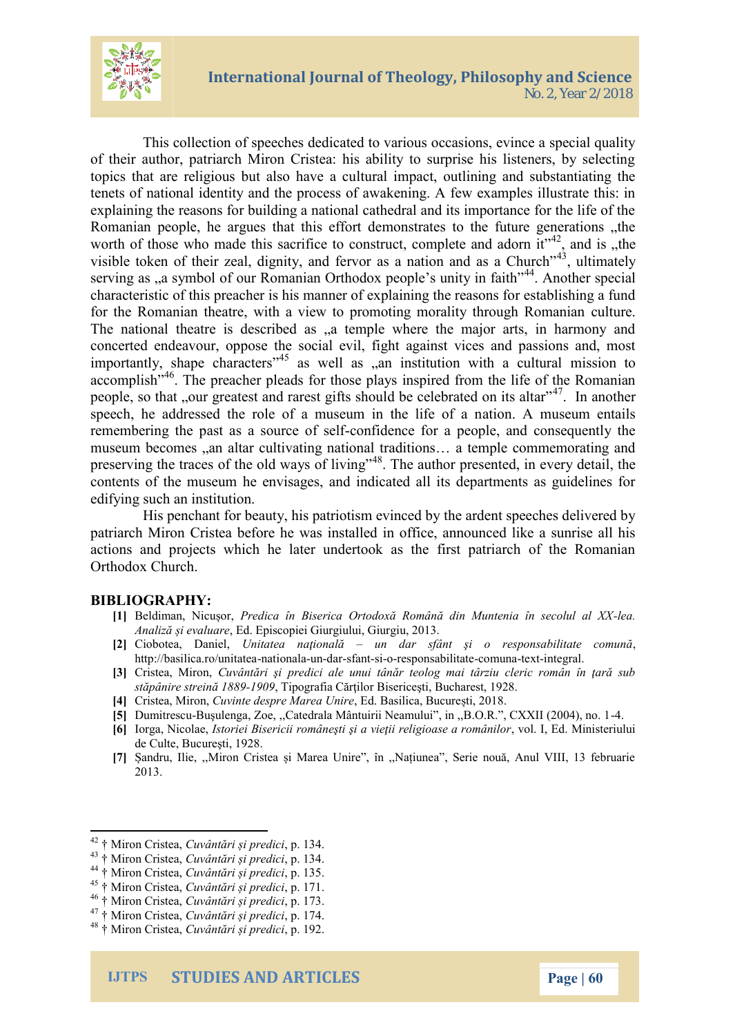This collection of speeches dedicated to various occasions, evince a special quality of their author, patriarch Miron Cristea: his ability to surprise his listeners, by selecting topics that are religious but also have a cultural impact, outlining and substantiating the tenets of national identity and the process of awakening. A few examples illustrate this: in explaining the reasons for building a national cathedral and its importance for the life of the Romanian people, he argues that this effort demonstrates to the future generations „the worth of those who made this sacrifice to construct, complete and adorn it"[42], and is „the visible token of their zeal, dignity, and fervor as a nation and as a Church"[43], ultimately serving as „a symbol of our Romanian Orthodox people's unity in faith"[44]. Another special characteristic of this preacher is his manner of explaining the reasons for establishing a fund for the Romanian theatre, with a view to promoting morality through Romanian culture. The national theatre is described as „a temple where the major arts, in harmony and concerted endeavour, oppose the social evil, fight against vices and passions and, most importantly, shape characters"[45] as well as „an institution with a cultural mission to accomplish"[46]. The preacher pleads for those plays inspired from the life of the Romanian people, so that „our greatest and rarest gifts should be celebrated on its altar"[47]. In another speech, he addressed the role of a museum in the life of a nation. A museum entails remembering the past as a source of self-confidence for a people, and consequently the museum becomes „an altar cultivating national traditions… a temple commemorating and preserving the traces of the old ways of living"[48]. The author presented, in every detail, the contents of the museum he envisages, and indicated all its departments as guidelines for edifying such an institution.

His penchant for beauty, his patriotism evinced by the ardent speeches delivered by patriarch Miron Cristea before he was installed in office, announced like a sunrise all his actions and projects which he later undertook as the first patriarch of the Romanian Orthodox Church.

## BIBLIOGRAPHY:

**[1]** Beldiman, Nicuşor, *Predica în Biserica Ortodoxă Română din Muntenia în secolul al XX-lea. Analiză şi evaluare*, Ed. Episcopiei Giurgiului, Giurgiu, 2013.

**[2]** Ciobotea, Daniel, *Unitatea naţională – un dar sfânt şi o responsabilitate comună*, http://basilica.ro/unitatea-nationala-un-dar-sfant-si-o-responsabilitate-comuna-text-integral.

**[3]** Cristea, Miron, *Cuvântări şi predici ale unui tânăr teolog mai târziu cleric român în ţară sub stăpânire streină 1889-1909*, Tipografia Cărţilor Bisericeşti, Bucharest, 1928.

**[4]** Cristea, Miron, *Cuvinte despre Marea Unire*, Ed. Basilica, Bucureşti, 2018.

**[5]** Dumitrescu-Buşulenga, Zoe, „Catedrala Mântuirii Neamului", in „B.O.R.", CXXII (2004), no. 1-4.

**[6]** Iorga, Nicolae, *Istoriei Bisericii româneşti şi a vieţii religioase a românilor*, vol. I, Ed. Ministeriului de Culte, Bucureşti, 1928.

**[7]** Şandru, Ilie, „Miron Cristea şi Marea Unire", în „Naţiunea", Serie nouă, Anul VIII, 13 februarie 2013.

---

[42] † Miron Cristea, *Cuvântări şi predici*, p. 134.

[43] † Miron Cristea, *Cuvântări şi predici*, p. 134.

[44] † Miron Cristea, *Cuvântări şi predici*, p. 135.

[45] † Miron Cristea, *Cuvântări şi predici*, p. 171.

[46] † Miron Cristea, *Cuvântări şi predici*, p. 173.

[47] † Miron Cristea, *Cuvântări şi predici*, p. 174.

[48] † Miron Cristea, *Cuvântări şi predici*, p. 192.